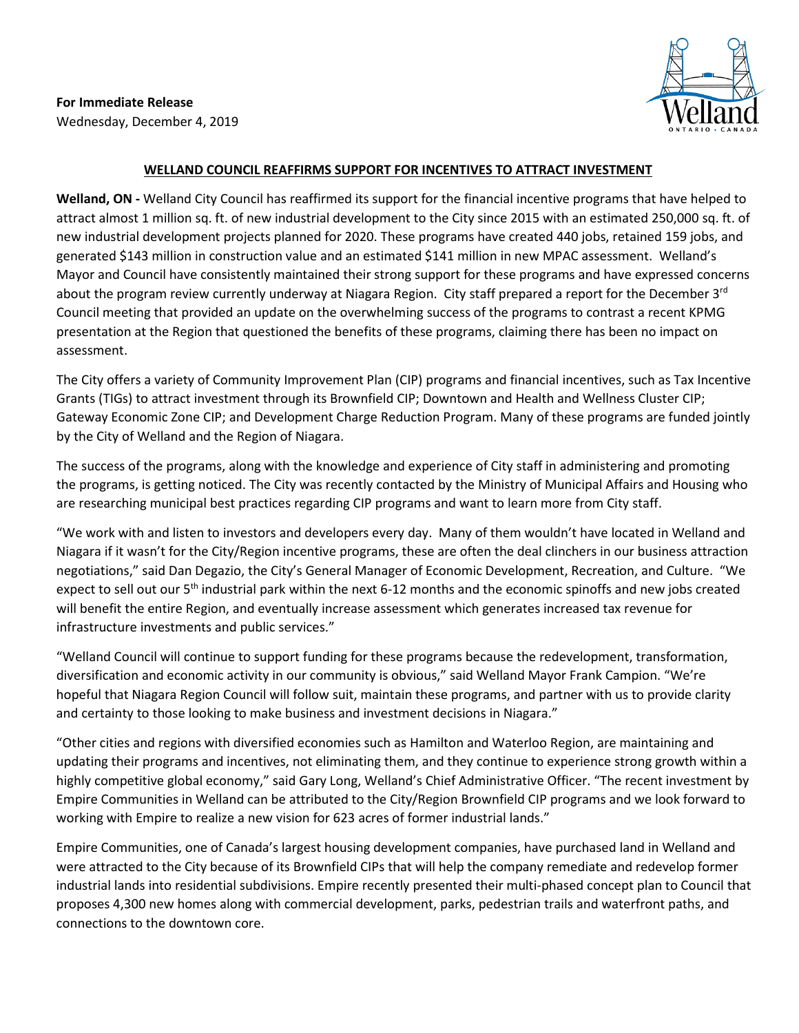**For Immediate Release**
Wednesday, December 4, 2019

# WELLAND COUNCIL REAFFIRMS SUPPORT FOR INCENTIVES TO ATTRACT INVESTMENT

**Welland, ON -** Welland City Council has reaffirmed its support for the financial incentive programs that have helped to attract almost 1 million sq. ft. of new industrial development to the City since 2015 with an estimated 250,000 sq. ft. of new industrial development projects planned for 2020. These programs have created 440 jobs, retained 159 jobs, and generated $143 million in construction value and an estimated $141 million in new MPAC assessment. Welland's Mayor and Council have consistently maintained their strong support for these programs and have expressed concerns about the program review currently underway at Niagara Region. City staff prepared a report for the December 3rd Council meeting that provided an update on the overwhelming success of the programs to contrast a recent KPMG presentation at the Region that questioned the benefits of these programs, claiming there has been no impact on assessment.

The City offers a variety of Community Improvement Plan (CIP) programs and financial incentives, such as Tax Incentive Grants (TIGs) to attract investment through its Brownfield CIP; Downtown and Health and Wellness Cluster CIP; Gateway Economic Zone CIP; and Development Charge Reduction Program. Many of these programs are funded jointly by the City of Welland and the Region of Niagara.

The success of the programs, along with the knowledge and experience of City staff in administering and promoting the programs, is getting noticed. The City was recently contacted by the Ministry of Municipal Affairs and Housing who are researching municipal best practices regarding CIP programs and want to learn more from City staff.

"We work with and listen to investors and developers every day. Many of them wouldn't have located in Welland and Niagara if it wasn't for the City/Region incentive programs, these are often the deal clinchers in our business attraction negotiations," said Dan Degazio, the City's General Manager of Economic Development, Recreation, and Culture. "We expect to sell out our 5th industrial park within the next 6-12 months and the economic spinoffs and new jobs created will benefit the entire Region, and eventually increase assessment which generates increased tax revenue for infrastructure investments and public services."

"Welland Council will continue to support funding for these programs because the redevelopment, transformation, diversification and economic activity in our community is obvious," said Welland Mayor Frank Campion. "We're hopeful that Niagara Region Council will follow suit, maintain these programs, and partner with us to provide clarity and certainty to those looking to make business and investment decisions in Niagara."

"Other cities and regions with diversified economies such as Hamilton and Waterloo Region, are maintaining and updating their programs and incentives, not eliminating them, and they continue to experience strong growth within a highly competitive global economy," said Gary Long, Welland's Chief Administrative Officer. "The recent investment by Empire Communities in Welland can be attributed to the City/Region Brownfield CIP programs and we look forward to working with Empire to realize a new vision for 623 acres of former industrial lands."

Empire Communities, one of Canada's largest housing development companies, have purchased land in Welland and were attracted to the City because of its Brownfield CIPs that will help the company remediate and redevelop former industrial lands into residential subdivisions. Empire recently presented their multi-phased concept plan to Council that proposes 4,300 new homes along with commercial development, parks, pedestrian trails and waterfront paths, and connections to the downtown core.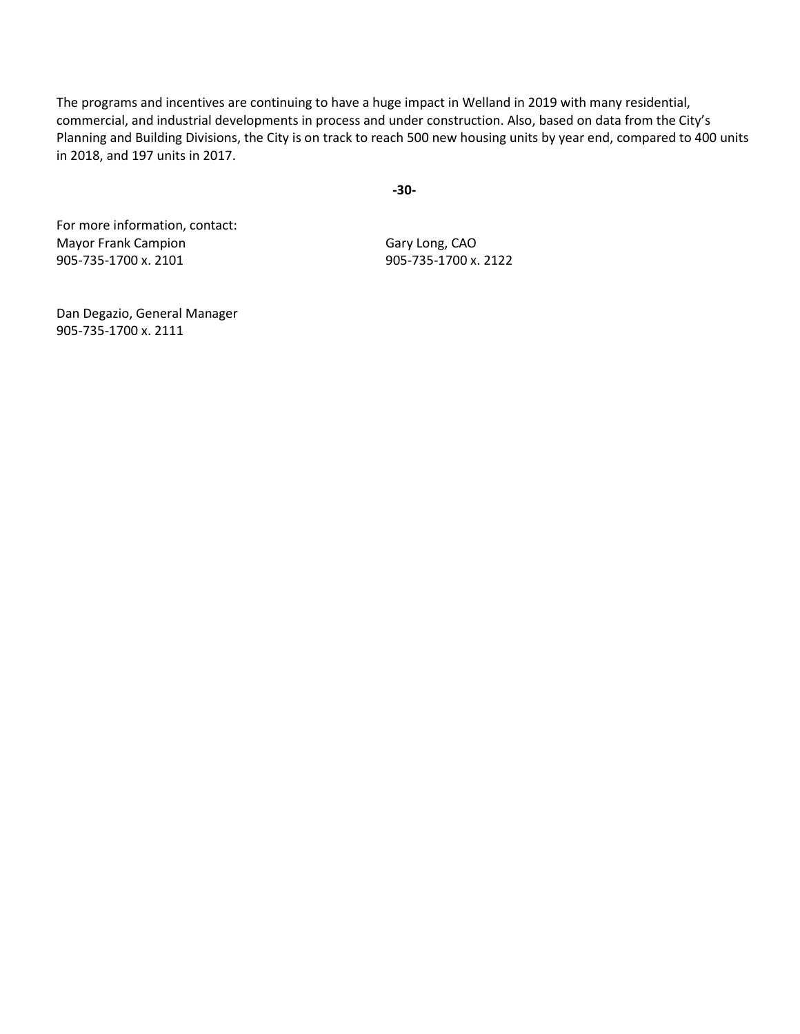The programs and incentives are continuing to have a huge impact in Welland in 2019 with many residential, commercial, and industrial developments in process and under construction. Also, based on data from the City's Planning and Building Divisions, the City is on track to reach 500 new housing units by year end, compared to 400 units in 2018, and 197 units in 2017.

**-30-**

For more information, contact:

Mayor Frank Campion
905-735-1700 x. 2101

Gary Long, CAO
905-735-1700 x. 2122

Dan Degazio, General Manager
905-735-1700 x. 2111